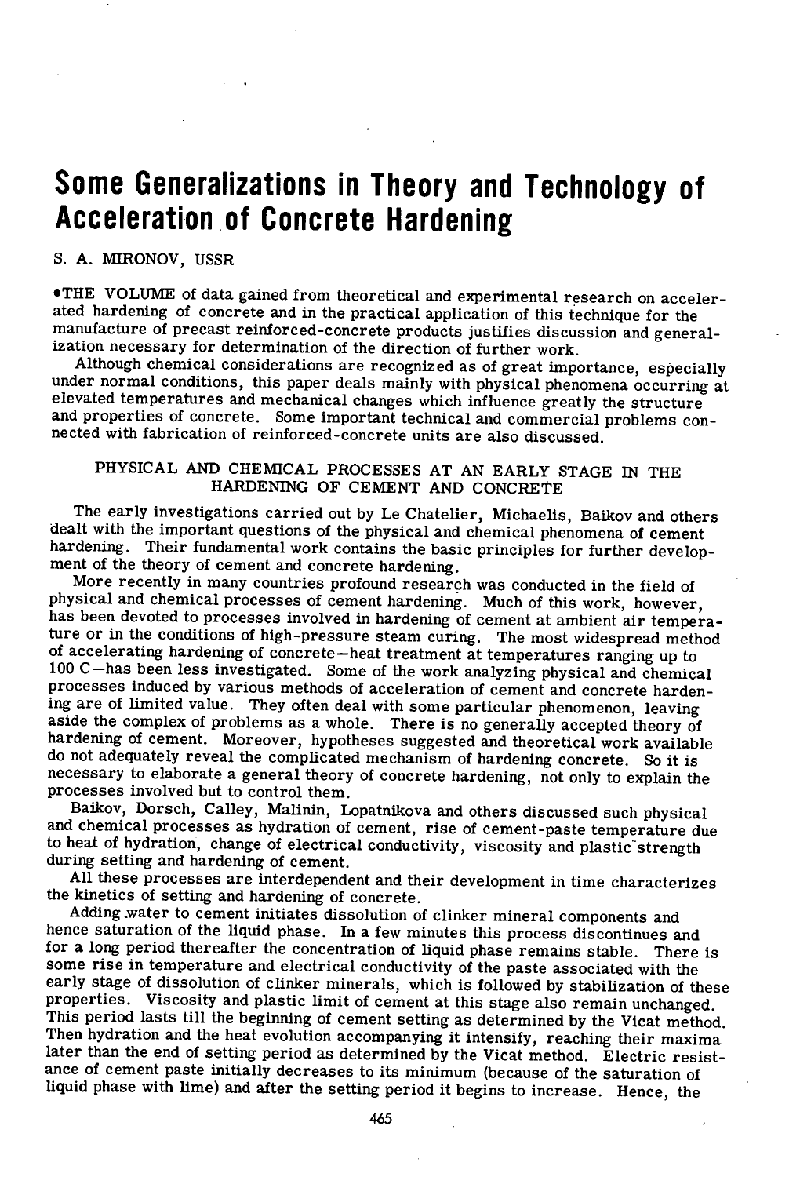# Some Generalizations in Theory and Technology of Acceleration of Concrete Hardening

S. A. MIRONOV, USSR

•THE VOLUME of data gained from theoretical and experimental research on accelerated hardening of concrete and in the practical application of this technique for the manufacture of precast reinforced-concrete products justifies discussion and generalization necessary for determination of the direction of further work.

Although chemical considerations are recognized as of great importance, especially under normal conditions, this paper deals mainly with physical phenomena occurring at elevated temperatures and mechanical changes which influence greatly the structure and properties of concrete. Some important technical and commercial problems connected with fabrication of reinforced-concrete units are also discussed.

## PHYSICAL AND CHEMICAL PROCESSES AT AN EARLY STAGE IN THE HARDENING OF CEMENT AND CONCRETE

The early investigations carried out by Le Chatelier, Michaelis, Baikov and others dealt with the important questions of the physical and chemical phenomena of cement hardening. Their fundamental work contains the basic principles for further development of the theory of cement and concrete hardening.

More recently in many countries profound research was conducted in the field of physical and chemical processes of cement hardening. Much of this work, however, has been devoted to processes involved in hardening of cement at ambient air temperature or in the conditions of high-pressure steam curing. The most widespread method of accelerating hardening of concrete—heat treatment at temperatures ranging up to 100 C—has been less investigated. Some of the work analyzing physical and chemical processes induced by various methods of acceleration of cement and concrete hardening are of limited value. They often deal with some particular phenomenon, leaving aside the complex of problems as a whole. There is no generally accepted theory of hardening of cement. Moreover, hypotheses suggested and theoretical work available do not adequately reveal the complicated mechanism of hardening concrete. So it is necessary to elaborate a general theory of concrete hardening, not only to explain the processes involved but to control them.

Baikov, Dorsch, Calley, Malinin, Lopatnikova and others discussed such physical and chemical processes as hydration of cement, rise of cement-paste temperature due to heat of hydration, change of electrical conductivity, viscosity and plastic strength during setting and hardening of cement.

All these processes are interdependent and their development in time characterizes the kinetics of setting and hardening of concrete.

Adding water to cement initiates dissolution of clinker mineral components and hence saturation of the liquid phase. In a few minutes this process discontinues and for a long period thereafter the concentration of liquid phase remains stable. There is some rise in temperature and electrical conductivity of the paste associated with the early stage of dissolution of clinker minerals, which is followed by stabilization of these properties. Viscosity and plastic limit of cement at this stage also remain unchanged. This period lasts till the beginning of cement setting as determined by the Vicat method. Then hydration and the heat evolution accompanying it intensify, reaching their maxima later than the end of setting period as determined by the Vicat method. Electric resistance of cement paste initially decreases to its minimum (because of the saturation of liquid phase with lime) and after the setting period it begins to increase. Hence, the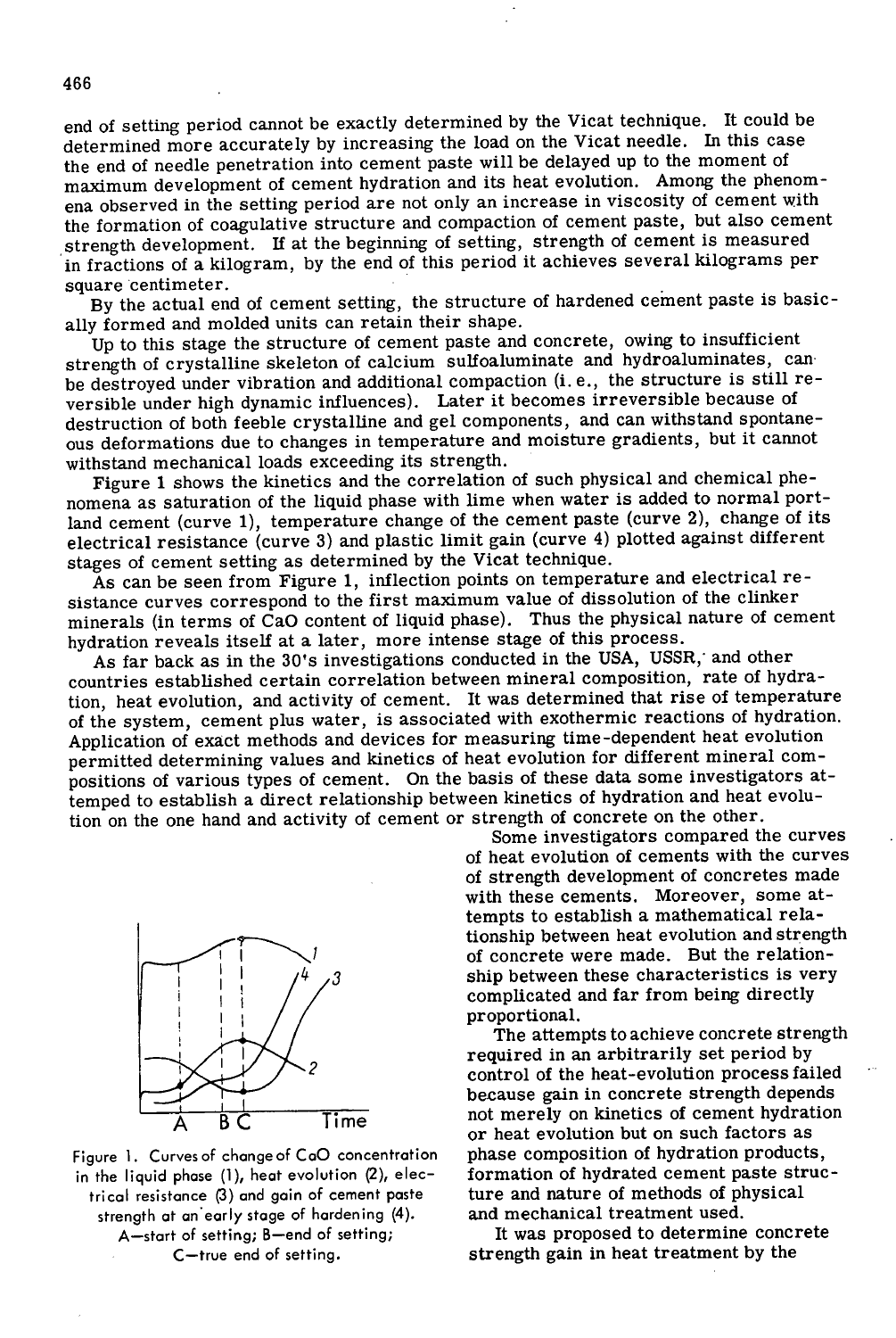end of setting period cannot be exactly determined by the Vicat technique. It could be determined more accurately by increasing the load on the Vicat needle. In this case the end of needle penetration into cement paste will be delayed up to the moment of maximum development of cement hydration and its heat evolution. Among the phenomena observed in the setting period are not only an increase in viscosity of cement with the formation of coagulative structure and compaction of cement paste, but also cement strength development. If at the beginning of setting, strength of cement is measured in fractions of a kilogram, by the end of this period it achieves several kilograms per square centimeter.

By the actual end of cement setting, the structure of hardened cement paste is basically formed and molded units can retain their shape.

Up to this stage the structure of cement paste and concrete, owing to insufficient strength of crystalline skeleton of calcium sulfoaluminate and hydroaluminates, can be destroyed under vibration and additional compaction (i.e., the structure is still reversible under high dynamic influences). Later it becomes irreversible because of destruction of both feeble crystalline and gel components, and can withstand spontaneous deformations due to changes in temperature and moisture gradients, but it cannot withstand mechanical loads exceeding its strength.

Figure 1 shows the kinetics and the correlation of such physical and chemical phenomena as saturation of the liquid phase with lime when water is added to normal portland cement (curve 1), temperature change of the cement paste (curve 2), change of its electrical resistance (curve 3) and plastic limit gain (curve 4) plotted against different stages of cement setting as determined by the Vicat technique.

As can be seen from Figure 1, inflection points on temperature and electrical resistance curves correspond to the first maximum value of dissolution of the clinker minerals (in terms of CaO content of liquid phase). Thus the physical nature of cement hydration reveals itself at a later, more intense stage of this process.

As far back as in the 30's investigations conducted in the USA, USSR, and other countries established certain correlation between mineral composition, rate of hydration, heat evolution, and activity of cement. It was determined that rise of temperature of the system, cement plus water, is associated with exothermic reactions of hydration. Application of exact methods and devices for measuring time-dependent heat evolution permitted determining values and kinetics of heat evolution for different mineral compositions of various types of cement. On the basis of these data some investigators attemped to establish a direct relationship between kinetics of hydration and heat evolution on the one hand and activity of cement or strength of concrete on the other.

Figure 1. Curves of change of CaO concentration in the liquid phase (1), heat evolution (2), electrical resistance (3) and gain of cement paste strength at an early stage of hardening (4). A—start of setting; B—end of setting; C—true end of setting.

Some investigators compared the curves of heat evolution of cements with the curves of strength development of concretes made with these cements. Moreover, some attempts to establish a mathematical relationship between heat evolution and strength of concrete were made. But the relationship between these characteristics is very complicated and far from being directly proportional.

The attempts to achieve concrete strength required in an arbitrarily set period by control of the heat-evolution process failed because gain in concrete strength depends not merely on kinetics of cement hydration or heat evolution but on such factors as phase composition of hydration products, formation of hydrated cement paste structure and nature of methods of physical and mechanical treatment used.

It was proposed to determine concrete strength gain in heat treatment by the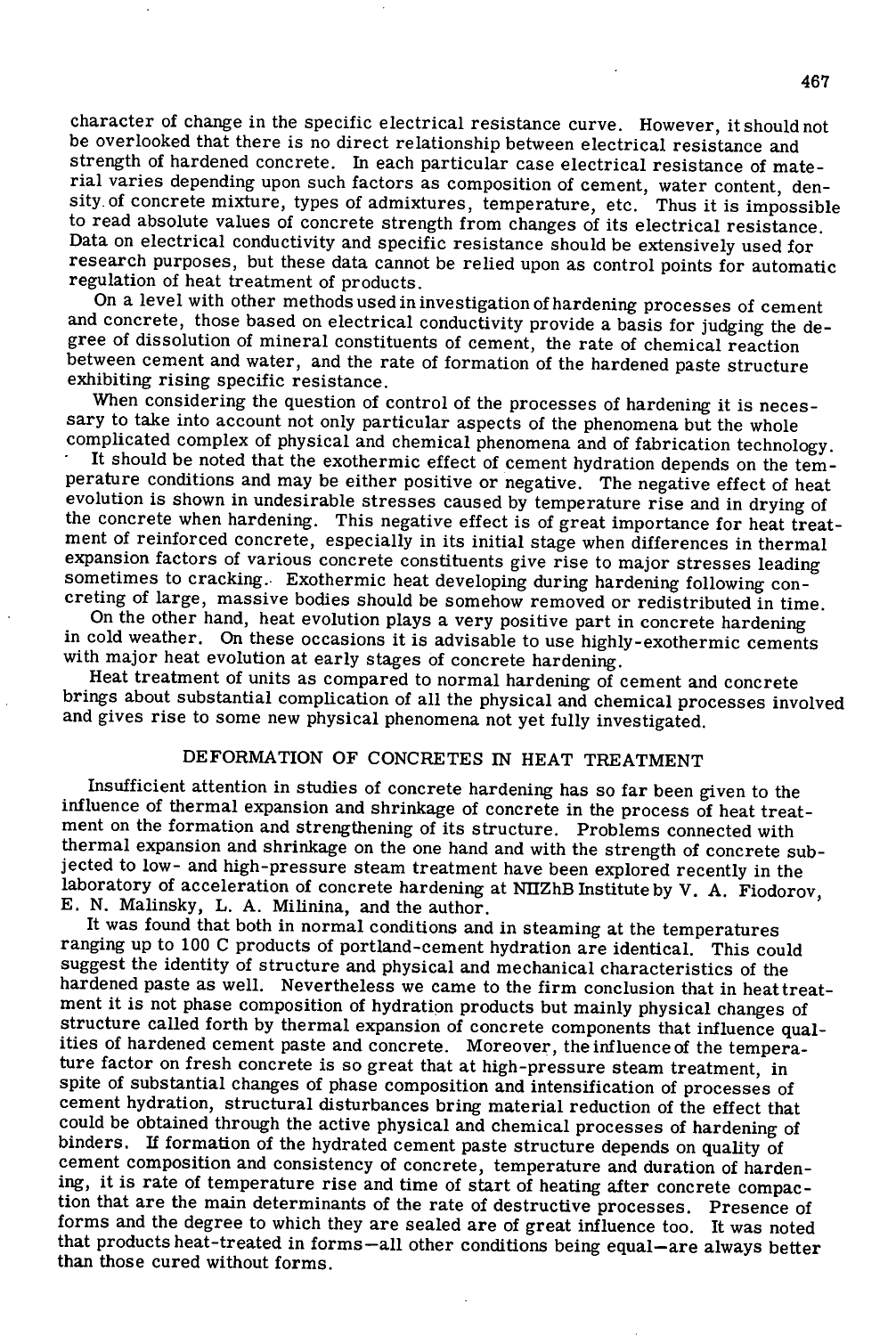character of change in the specific electrical resistance curve. However, it should not be overlooked that there is no direct relationship between electrical resistance and strength of hardened concrete. In each particular case electrical resistance of material varies depending upon such factors as composition of cement, water content, density of concrete mixture, types of admixtures, temperature, etc. Thus it is impossible to read absolute values of concrete strength from changes of its electrical resistance. Data on electrical conductivity and specific resistance should be extensively used for research purposes, but these data cannot be relied upon as control points for automatic regulation of heat treatment of products.

On a level with other methods used in investigation of hardening processes of cement and concrete, those based on electrical conductivity provide a basis for judging the degree of dissolution of mineral constituents of cement, the rate of chemical reaction between cement and water, and the rate of formation of the hardened paste structure exhibiting rising specific resistance.

When considering the question of control of the processes of hardening it is necessary to take into account not only particular aspects of the phenomena but the whole complicated complex of physical and chemical phenomena and of fabrication technology.

It should be noted that the exothermic effect of cement hydration depends on the temperature conditions and may be either positive or negative. The negative effect of heat evolution is shown in undesirable stresses caused by temperature rise and in drying of the concrete when hardening. This negative effect is of great importance for heat treatment of reinforced concrete, especially in its initial stage when differences in thermal expansion factors of various concrete constituents give rise to major stresses leading sometimes to cracking. Exothermic heat developing during hardening following concreting of large, massive bodies should be somehow removed or redistributed in time.

On the other hand, heat evolution plays a very positive part in concrete hardening in cold weather. On these occasions it is advisable to use highly-exothermic cements with major heat evolution at early stages of concrete hardening.

Heat treatment of units as compared to normal hardening of cement and concrete brings about substantial complication of all the physical and chemical processes involved and gives rise to some new physical phenomena not yet fully investigated.

## DEFORMATION OF CONCRETES IN HEAT TREATMENT

Insufficient attention in studies of concrete hardening has so far been given to the influence of thermal expansion and shrinkage of concrete in the process of heat treatment on the formation and strengthening of its structure. Problems connected with thermal expansion and shrinkage on the one hand and with the strength of concrete subjected to low- and high-pressure steam treatment have been explored recently in the laboratory of acceleration of concrete hardening at NIIZhB Institute by V. A. Fiodorov, E. N. Malinsky, L. A. Milinina, and the author.

It was found that both in normal conditions and in steaming at the temperatures ranging up to 100 C products of portland-cement hydration are identical. This could suggest the identity of structure and physical and mechanical characteristics of the hardened paste as well. Nevertheless we came to the firm conclusion that in heat treatment it is not phase composition of hydration products but mainly physical changes of structure called forth by thermal expansion of concrete components that influence qualities of hardened cement paste and concrete. Moreover, the influence of the temperature factor on fresh concrete is so great that at high-pressure steam treatment, in spite of substantial changes of phase composition and intensification of processes of cement hydration, structural disturbances bring material reduction of the effect that could be obtained through the active physical and chemical processes of hardening of binders. If formation of the hydrated cement paste structure depends on quality of cement composition and consistency of concrete, temperature and duration of hardening, it is rate of temperature rise and time of start of heating after concrete compaction that are the main determinants of the rate of destructive processes. Presence of forms and the degree to which they are sealed are of great influence too. It was noted that products heat-treated in forms—all other conditions being equal—are always better than those cured without forms.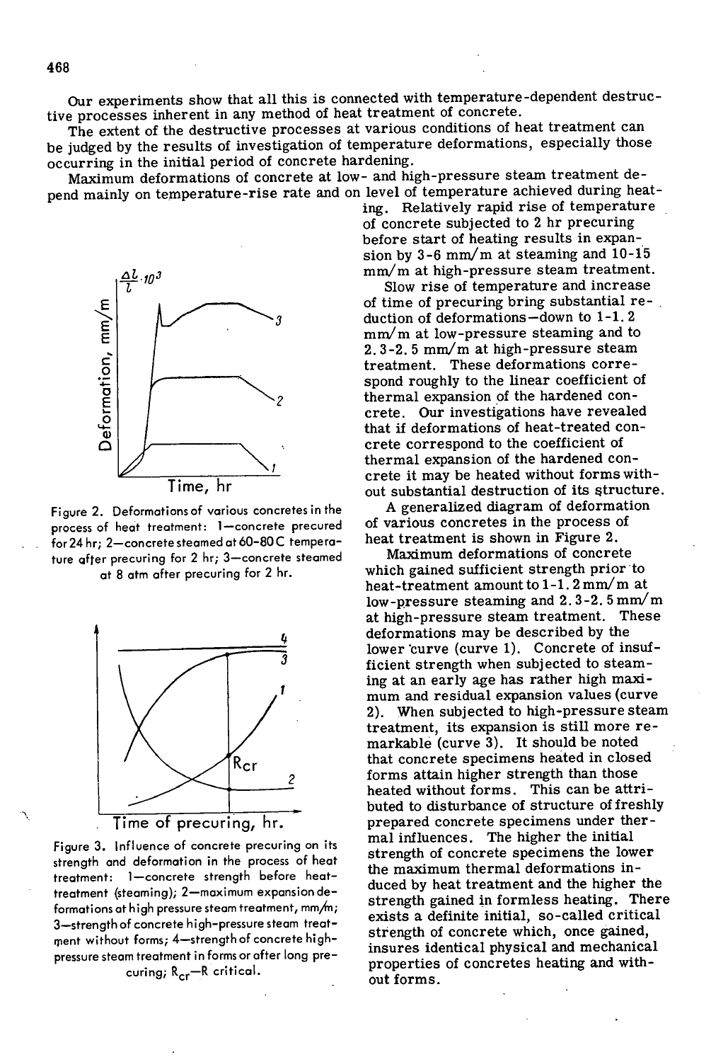Our experiments show that all this is connected with temperature-dependent destructive processes inherent in any method of heat treatment of concrete.

The extent of the destructive processes at various conditions of heat treatment can be judged by the results of investigation of temperature deformations, especially those occurring in the initial period of concrete hardening.

Maximum deformations of concrete at low- and high-pressure steam treatment depend mainly on temperature-rise rate and on level of temperature achieved during heating. Relatively rapid rise of temperature of concrete subjected to 2 hr precuring before start of heating results in expansion by 3-6 mm/m at steaming and 10-15 mm/m at high-pressure steam treatment.

Slow rise of temperature and increase of time of precuring bring substantial reduction of deformations—down to 1-1.2 mm/m at low-pressure steaming and to 2.3-2.5 mm/m at high-pressure steam treatment. These deformations correspond roughly to the linear coefficient of thermal expansion of the hardened concrete. Our investigations have revealed that if deformations of heat-treated concrete correspond to the coefficient of thermal expansion of the hardened concrete it may be heated without forms without substantial destruction of its structure.

Figure 2. Deformations of various concretes in the process of heat treatment: 1—concrete precured for 24 hr; 2—concrete steamed at 60-80 C temperature after precuring for 2 hr; 3—concrete steamed at 8 atm after precuring for 2 hr.

A generalized diagram of deformation of various concretes in the process of heat treatment is shown in Figure 2.

Maximum deformations of concrete which gained sufficient strength prior to heat-treatment amount to 1-1.2 mm/m at low-pressure steaming and 2.3-2.5 mm/m at high-pressure steam treatment. These deformations may be described by the lower curve (curve 1). Concrete of insufficient strength when subjected to steaming at an early age has rather high maximum and residual expansion values (curve 2). When subjected to high-pressure steam treatment, its expansion is still more remarkable (curve 3). It should be noted that concrete specimens heated in closed forms attain higher strength than those heated without forms. This can be attributed to disturbance of structure of freshly prepared concrete specimens under thermal influences. The higher the initial strength of concrete specimens the lower the maximum thermal deformations induced by heat treatment and the higher the strength gained in formless heating. There exists a definite initial, so-called critical strength of concrete which, once gained, insures identical physical and mechanical properties of concretes heating and without forms.

Figure 3. Influence of concrete precuring on its strength and deformation in the process of heat treatment: 1—concrete strength before heat-treatment (steaming); 2—maximum expansion deformations at high pressure steam treatment, mm/m; 3—strength of concrete high-pressure steam treatment without forms; 4—strength of concrete high-pressure steam treatment in forms or after long precuring; $R_{cr}$—R critical.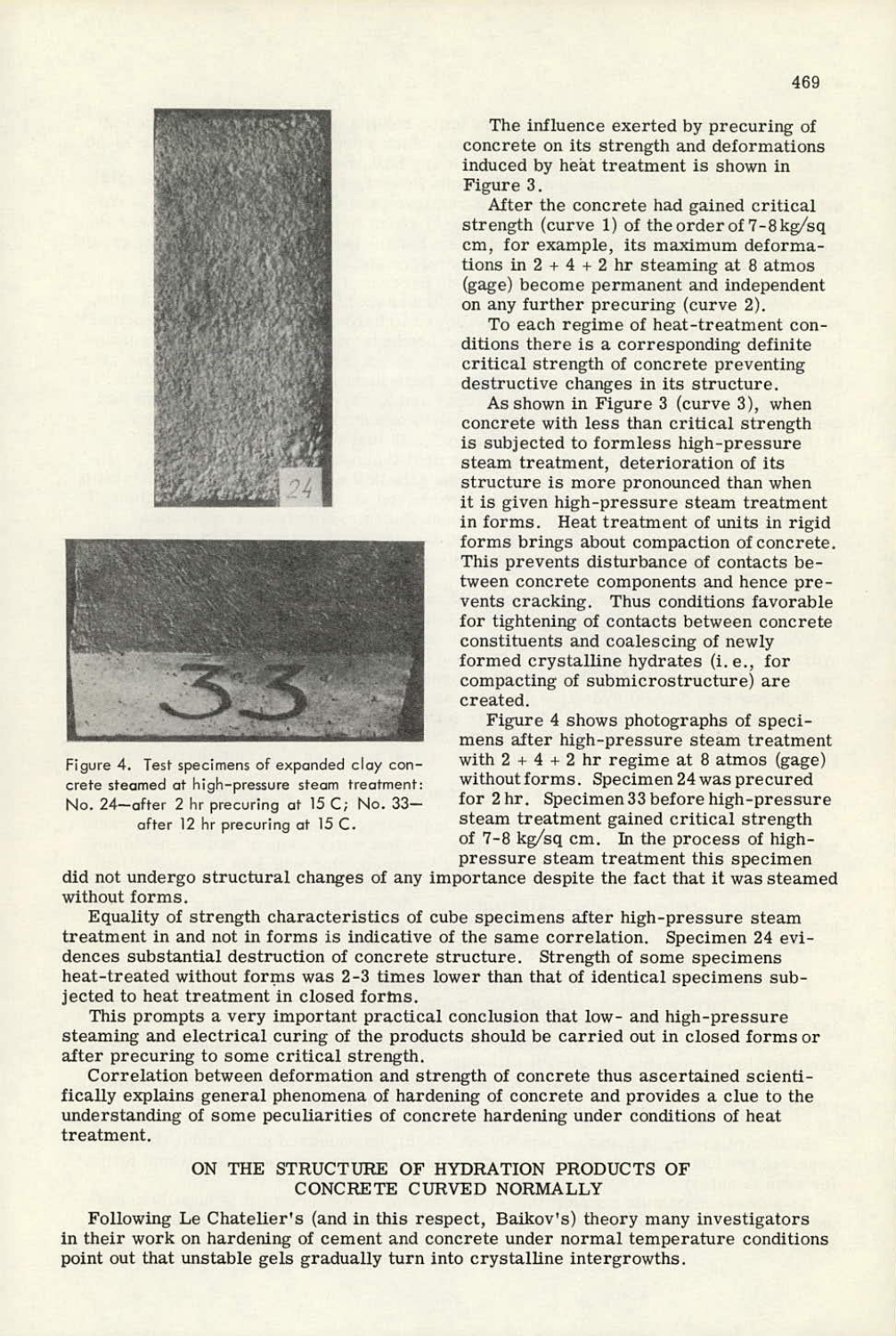Figure 4. Test specimens of expanded clay concrete steamed at high-pressure steam treatment: No. 24—after 2 hr precuring at 15 C; No. 33—after 12 hr precuring at 15 C.

The influence exerted by precuring of concrete on its strength and deformations induced by heat treatment is shown in Figure 3.

After the concrete had gained critical strength (curve 1) of the order of 7-8 kg/sq cm, for example, its maximum deformations in 2 + 4 + 2 hr steaming at 8 atmos (gage) become permanent and independent on any further precuring (curve 2).

To each regime of heat-treatment conditions there is a corresponding definite critical strength of concrete preventing destructive changes in its structure.

As shown in Figure 3 (curve 3), when concrete with less than critical strength is subjected to formless high-pressure steam treatment, deterioration of its structure is more pronounced than when it is given high-pressure steam treatment in forms. Heat treatment of units in rigid forms brings about compaction of concrete. This prevents disturbance of contacts between concrete components and hence prevents cracking. Thus conditions favorable for tightening of contacts between concrete constituents and coalescing of newly formed crystalline hydrates (i. e., for compacting of submicrostructure) are created.

Figure 4 shows photographs of specimens after high-pressure steam treatment with 2 + 4 + 2 hr regime at 8 atmos (gage) without forms. Specimen 24 was precured for 2 hr. Specimen 33 before high-pressure steam treatment gained critical strength of 7-8 kg/sq cm. In the process of high-pressure steam treatment this specimen did not undergo structural changes of any importance despite the fact that it was steamed without forms.

Equality of strength characteristics of cube specimens after high-pressure steam treatment in and not in forms is indicative of the same correlation. Specimen 24 evidences substantial destruction of concrete structure. Strength of some specimens heat-treated without forms was 2-3 times lower than that of identical specimens subjected to heat treatment in closed forms.

This prompts a very important practical conclusion that low- and high-pressure steaming and electrical curing of the products should be carried out in closed forms or after precuring to some critical strength.

Correlation between deformation and strength of concrete thus ascertained scientifically explains general phenomena of hardening of concrete and provides a clue to the understanding of some peculiarities of concrete hardening under conditions of heat treatment.

## ON THE STRUCTURE OF HYDRATION PRODUCTS OF CONCRETE CURVED NORMALLY

Following Le Chatelier's (and in this respect, Baikov's) theory many investigators in their work on hardening of cement and concrete under normal temperature conditions point out that unstable gels gradually turn into crystalline intergrowths.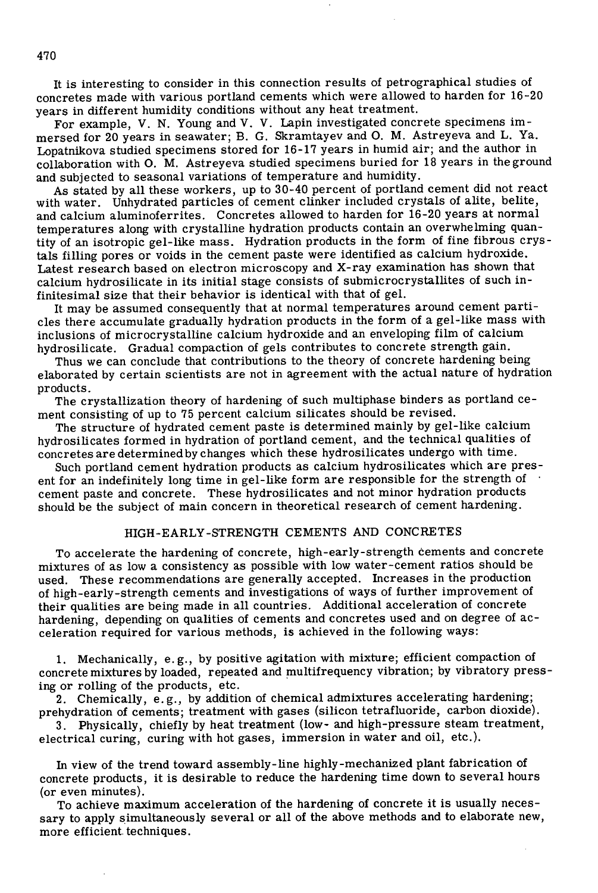It is interesting to consider in this connection results of petrographical studies of concretes made with various portland cements which were allowed to harden for 16-20 years in different humidity conditions without any heat treatment.

For example, V. N. Young and V. V. Lapin investigated concrete specimens immersed for 20 years in seawater; B. G. Skramtayev and O. M. Astreyeva and L. Ya. Lopatnikova studied specimens stored for 16-17 years in humid air; and the author in collaboration with O. M. Astreyeva studied specimens buried for 18 years in the ground and subjected to seasonal variations of temperature and humidity.

As stated by all these workers, up to 30-40 percent of portland cement did not react with water. Unhydrated particles of cement clinker included crystals of alite, belite, and calcium aluminoferrites. Concretes allowed to harden for 16-20 years at normal temperatures along with crystalline hydration products contain an overwhelming quantity of an isotropic gel-like mass. Hydration products in the form of fine fibrous crystals filling pores or voids in the cement paste were identified as calcium hydroxide. Latest research based on electron microscopy and X-ray examination has shown that calcium hydrosilicate in its initial stage consists of submicrocrystallites of such infinitesimal size that their behavior is identical with that of gel.

It may be assumed consequently that at normal temperatures around cement particles there accumulate gradually hydration products in the form of a gel-like mass with inclusions of microcrystalline calcium hydroxide and an enveloping film of calcium hydrosilicate. Gradual compaction of gels contributes to concrete strength gain.

Thus we can conclude that contributions to the theory of concrete hardening being elaborated by certain scientists are not in agreement with the actual nature of hydration products.

The crystallization theory of hardening of such multiphase binders as portland cement consisting of up to 75 percent calcium silicates should be revised.

The structure of hydrated cement paste is determined mainly by gel-like calcium hydrosilicates formed in hydration of portland cement, and the technical qualities of concretes are determined by changes which these hydrosilicates undergo with time.

Such portland cement hydration products as calcium hydrosilicates which are present for an indefinitely long time in gel-like form are responsible for the strength of cement paste and concrete. These hydrosilicates and not minor hydration products should be the subject of main concern in theoretical research of cement hardening.

## HIGH-EARLY-STRENGTH CEMENTS AND CONCRETES

To accelerate the hardening of concrete, high-early-strength cements and concrete mixtures of as low a consistency as possible with low water-cement ratios should be used. These recommendations are generally accepted. Increases in the production of high-early-strength cements and investigations of ways of further improvement of their qualities are being made in all countries. Additional acceleration of concrete hardening, depending on qualities of cements and concretes used and on degree of acceleration required for various methods, is achieved in the following ways:

1. Mechanically, e.g., by positive agitation with mixture; efficient compaction of concrete mixtures by loaded, repeated and multifrequency vibration; by vibratory pressing or rolling of the products, etc.
2. Chemically, e.g., by addition of chemical admixtures accelerating hardening; prehydration of cements; treatment with gases (silicon tetrafluoride, carbon dioxide).
3. Physically, chiefly by heat treatment (low- and high-pressure steam treatment, electrical curing, curing with hot gases, immersion in water and oil, etc.).

In view of the trend toward assembly-line highly-mechanized plant fabrication of concrete products, it is desirable to reduce the hardening time down to several hours (or even minutes).

To achieve maximum acceleration of the hardening of concrete it is usually necessary to apply simultaneously several or all of the above methods and to elaborate new, more efficient techniques.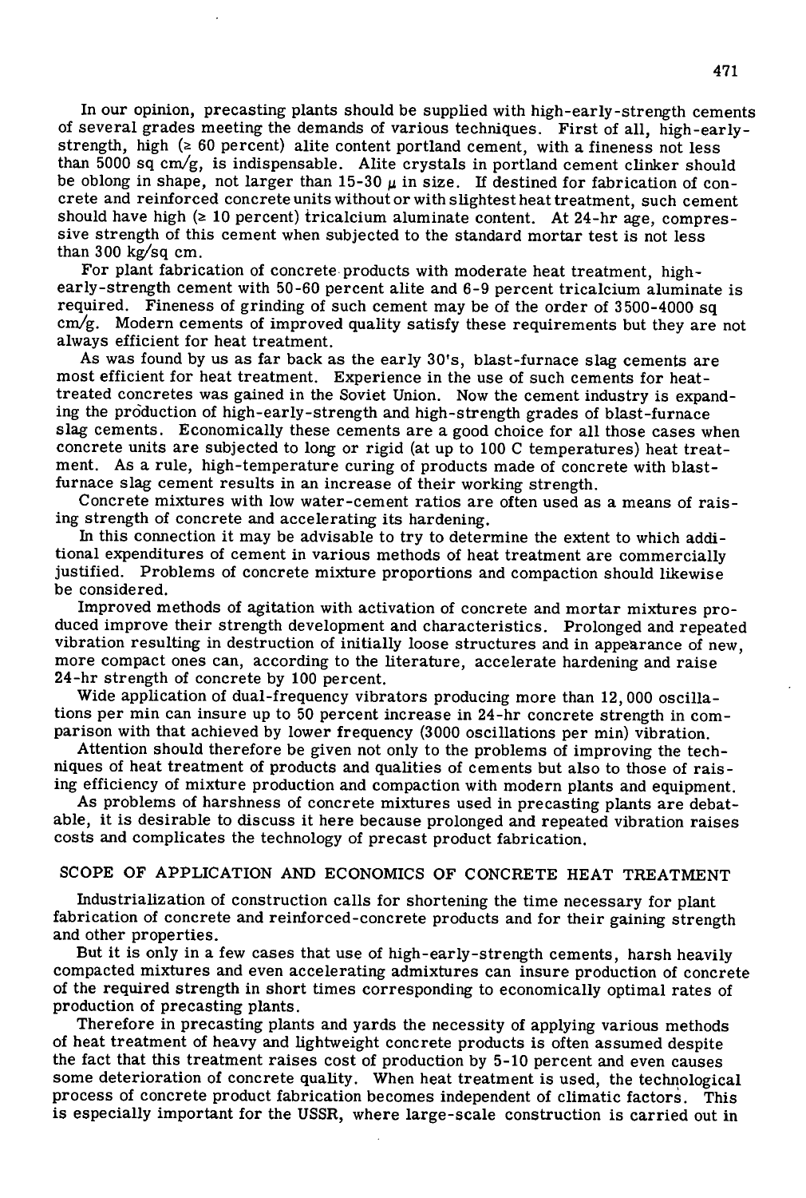In our opinion, precasting plants should be supplied with high-early-strength cements of several grades meeting the demands of various techniques. First of all, high-early-strength, high (≥ 60 percent) alite content portland cement, with a fineness not less than 5000 sq cm/g, is indispensable. Alite crystals in portland cement clinker should be oblong in shape, not larger than 15-30 μ in size. If destined for fabrication of concrete and reinforced concrete units without or with slightest heat treatment, such cement should have high (≥ 10 percent) tricalcium aluminate content. At 24-hr age, compressive strength of this cement when subjected to the standard mortar test is not less than 300 kg/sq cm.

For plant fabrication of concrete products with moderate heat treatment, high-early-strength cement with 50-60 percent alite and 6-9 percent tricalcium aluminate is required. Fineness of grinding of such cement may be of the order of 3500-4000 sq cm/g. Modern cements of improved quality satisfy these requirements but they are not always efficient for heat treatment.

As was found by us as far back as the early 30's, blast-furnace slag cements are most efficient for heat treatment. Experience in the use of such cements for heat-treated concretes was gained in the Soviet Union. Now the cement industry is expanding the production of high-early-strength and high-strength grades of blast-furnace slag cements. Economically these cements are a good choice for all those cases when concrete units are subjected to long or rigid (at up to 100 C temperatures) heat treatment. As a rule, high-temperature curing of products made of concrete with blast-furnace slag cement results in an increase of their working strength.

Concrete mixtures with low water-cement ratios are often used as a means of raising strength of concrete and accelerating its hardening.

In this connection it may be advisable to try to determine the extent to which additional expenditures of cement in various methods of heat treatment are commercially justified. Problems of concrete mixture proportions and compaction should likewise be considered.

Improved methods of agitation with activation of concrete and mortar mixtures produced improve their strength development and characteristics. Prolonged and repeated vibration resulting in destruction of initially loose structures and in appearance of new, more compact ones can, according to the literature, accelerate hardening and raise 24-hr strength of concrete by 100 percent.

Wide application of dual-frequency vibrators producing more than 12,000 oscillations per min can insure up to 50 percent increase in 24-hr concrete strength in comparison with that achieved by lower frequency (3000 oscillations per min) vibration.

Attention should therefore be given not only to the problems of improving the techniques of heat treatment of products and qualities of cements but also to those of raising efficiency of mixture production and compaction with modern plants and equipment.

As problems of harshness of concrete mixtures used in precasting plants are debatable, it is desirable to discuss it here because prolonged and repeated vibration raises costs and complicates the technology of precast product fabrication.

## SCOPE OF APPLICATION AND ECONOMICS OF CONCRETE HEAT TREATMENT

Industrialization of construction calls for shortening the time necessary for plant fabrication of concrete and reinforced-concrete products and for their gaining strength and other properties.

But it is only in a few cases that use of high-early-strength cements, harsh heavily compacted mixtures and even accelerating admixtures can insure production of concrete of the required strength in short times corresponding to economically optimal rates of production of precasting plants.

Therefore in precasting plants and yards the necessity of applying various methods of heat treatment of heavy and lightweight concrete products is often assumed despite the fact that this treatment raises cost of production by 5-10 percent and even causes some deterioration of concrete quality. When heat treatment is used, the technological process of concrete product fabrication becomes independent of climatic factors. This is especially important for the USSR, where large-scale construction is carried out in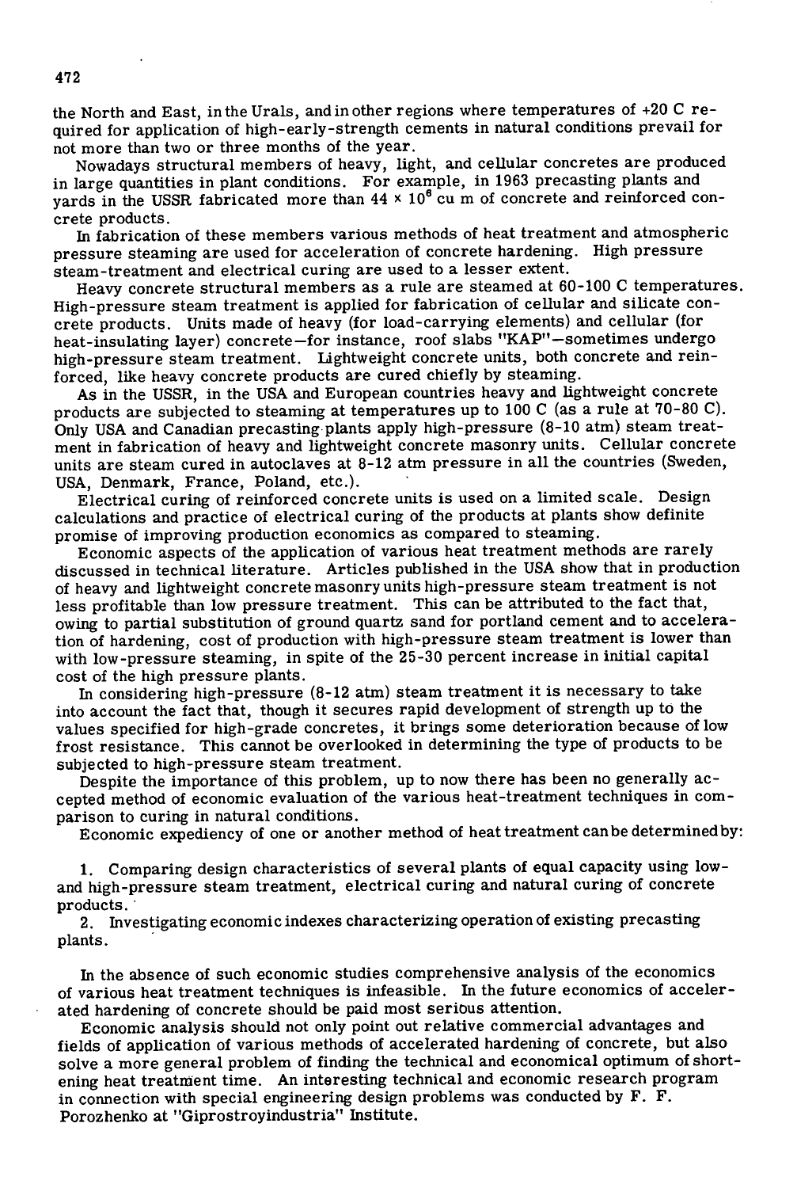the North and East, in the Urals, and in other regions where temperatures of +20 C required for application of high-early-strength cements in natural conditions prevail for not more than two or three months of the year.

Nowadays structural members of heavy, light, and cellular concretes are produced in large quantities in plant conditions. For example, in 1963 precasting plants and yards in the USSR fabricated more than $44 \times 10^6$ cu m of concrete and reinforced concrete products.

In fabrication of these members various methods of heat treatment and atmospheric pressure steaming are used for acceleration of concrete hardening. High pressure steam-treatment and electrical curing are used to a lesser extent.

Heavy concrete structural members as a rule are steamed at 60-100 C temperatures. High-pressure steam treatment is applied for fabrication of cellular and silicate concrete products. Units made of heavy (for load-carrying elements) and cellular (for heat-insulating layer) concrete—for instance, roof slabs "KAP"—sometimes undergo high-pressure steam treatment. Lightweight concrete units, both concrete and reinforced, like heavy concrete products are cured chiefly by steaming.

As in the USSR, in the USA and European countries heavy and lightweight concrete products are subjected to steaming at temperatures up to 100 C (as a rule at 70-80 C). Only USA and Canadian precasting plants apply high-pressure (8-10 atm) steam treatment in fabrication of heavy and lightweight concrete masonry units. Cellular concrete units are steam cured in autoclaves at 8-12 atm pressure in all the countries (Sweden, USA, Denmark, France, Poland, etc.).

Electrical curing of reinforced concrete units is used on a limited scale. Design calculations and practice of electrical curing of the products at plants show definite promise of improving production economics as compared to steaming.

Economic aspects of the application of various heat treatment methods are rarely discussed in technical literature. Articles published in the USA show that in production of heavy and lightweight concrete masonry units high-pressure steam treatment is not less profitable than low pressure treatment. This can be attributed to the fact that, owing to partial substitution of ground quartz sand for portland cement and to acceleration of hardening, cost of production with high-pressure steam treatment is lower than with low-pressure steaming, in spite of the 25-30 percent increase in initial capital cost of the high pressure plants.

In considering high-pressure (8-12 atm) steam treatment it is necessary to take into account the fact that, though it secures rapid development of strength up to the values specified for high-grade concretes, it brings some deterioration because of low frost resistance. This cannot be overlooked in determining the type of products to be subjected to high-pressure steam treatment.

Despite the importance of this problem, up to now there has been no generally accepted method of economic evaluation of the various heat-treatment techniques in comparison to curing in natural conditions.

Economic expediency of one or another method of heat treatment can be determined by:

1. Comparing design characteristics of several plants of equal capacity using low- and high-pressure steam treatment, electrical curing and natural curing of concrete products.
2. Investigating economic indexes characterizing operation of existing precasting plants.

In the absence of such economic studies comprehensive analysis of the economics of various heat treatment techniques is infeasible. In the future economics of accelerated hardening of concrete should be paid most serious attention.

Economic analysis should not only point out relative commercial advantages and fields of application of various methods of accelerated hardening of concrete, but also solve a more general problem of finding the technical and economical optimum of shortening heat treatment time. An interesting technical and economic research program in connection with special engineering design problems was conducted by F. F. Porozhenko at "Giprostroyindustria" Institute.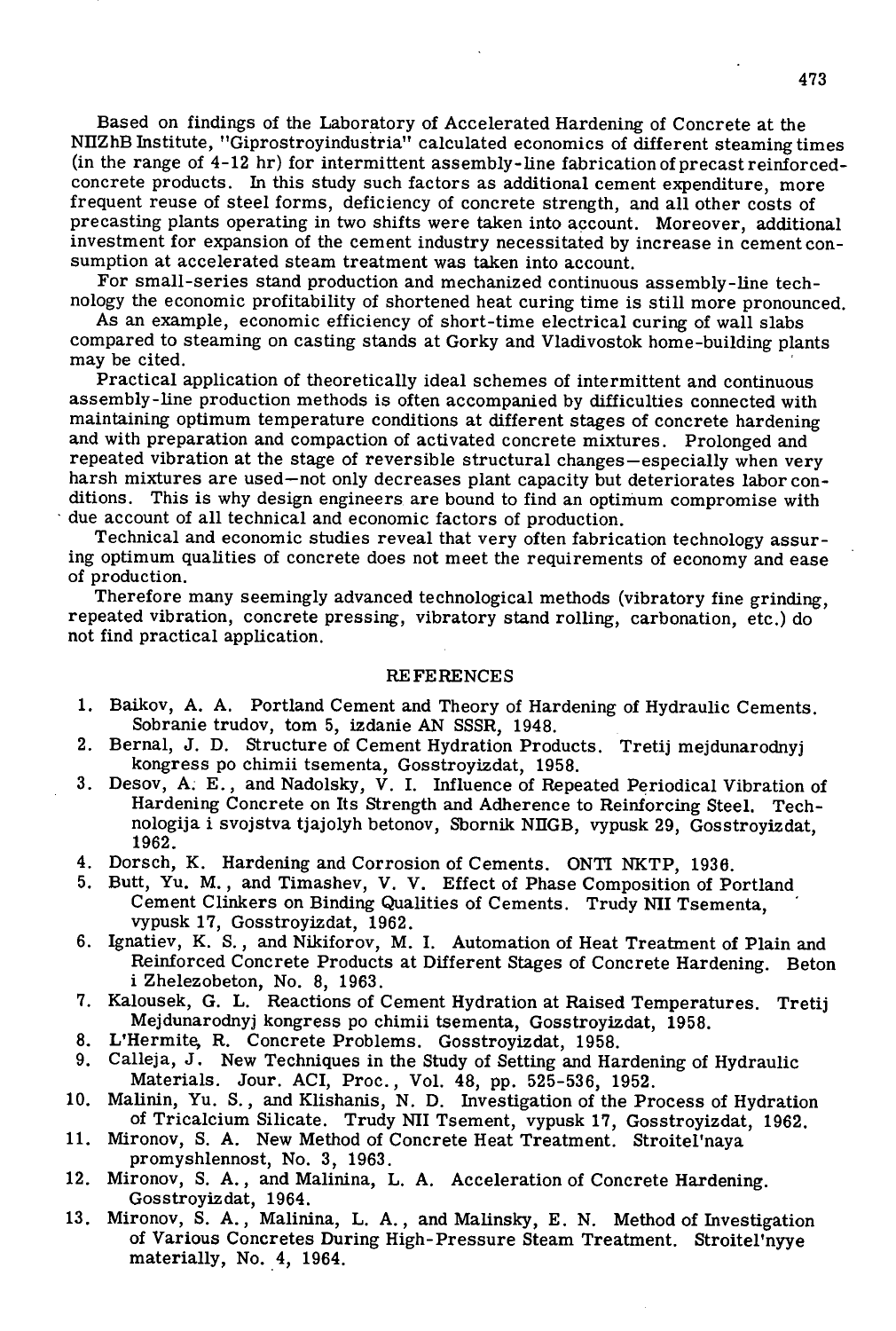Based on findings of the Laboratory of Accelerated Hardening of Concrete at the NIIZhB Institute, "Giprostroyindustria" calculated economics of different steaming times (in the range of 4-12 hr) for intermittent assembly-line fabrication of precast reinforced-concrete products. In this study such factors as additional cement expenditure, more frequent reuse of steel forms, deficiency of concrete strength, and all other costs of precasting plants operating in two shifts were taken into account. Moreover, additional investment for expansion of the cement industry necessitated by increase in cement consumption at accelerated steam treatment was taken into account.

For small-series stand production and mechanized continuous assembly-line technology the economic profitability of shortened heat curing time is still more pronounced.

As an example, economic efficiency of short-time electrical curing of wall slabs compared to steaming on casting stands at Gorky and Vladivostok home-building plants may be cited.

Practical application of theoretically ideal schemes of intermittent and continuous assembly-line production methods is often accompanied by difficulties connected with maintaining optimum temperature conditions at different stages of concrete hardening and with preparation and compaction of activated concrete mixtures. Prolonged and repeated vibration at the stage of reversible structural changes—especially when very harsh mixtures are used—not only decreases plant capacity but deteriorates labor conditions. This is why design engineers are bound to find an optimum compromise with due account of all technical and economic factors of production.

Technical and economic studies reveal that very often fabrication technology assuring optimum qualities of concrete does not meet the requirements of economy and ease of production.

Therefore many seemingly advanced technological methods (vibratory fine grinding, repeated vibration, concrete pressing, vibratory stand rolling, carbonation, etc.) do not find practical application.

## REFERENCES

1. Baikov, A. A. Portland Cement and Theory of Hardening of Hydraulic Cements. Sobranie trudov, tom 5, izdanie AN SSSR, 1948.
2. Bernal, J. D. Structure of Cement Hydration Products. Tretij mejdunarodnyj kongress po chimii tsementa, Gosstroyizdat, 1958.
3. Desov, A. E., and Nadolsky, V. I. Influence of Repeated Periodical Vibration of Hardening Concrete on Its Strength and Adherence to Reinforcing Steel. Technologija i svojstva tjajolyh betonov, Sbornik NIIGB, vypusk 29, Gosstroyizdat, 1962.
4. Dorsch, K. Hardening and Corrosion of Cements. ONTI NKTP, 1936.
5. Butt, Yu. M., and Timashev, V. V. Effect of Phase Composition of Portland Cement Clinkers on Binding Qualities of Cements. Trudy NII Tsementa, vypusk 17, Gosstroyizdat, 1962.
6. Ignatiev, K. S., and Nikiforov, M. I. Automation of Heat Treatment of Plain and Reinforced Concrete Products at Different Stages of Concrete Hardening. Beton i Zhelezobeton, No. 8, 1963.
7. Kalousek, G. L. Reactions of Cement Hydration at Raised Temperatures. Tretij Mejdunarodnyj kongress po chimii tsementa, Gosstroyizdat, 1958.
8. L'Hermite, R. Concrete Problems. Gosstroyizdat, 1958.
9. Calleja, J. New Techniques in the Study of Setting and Hardening of Hydraulic Materials. Jour. ACI, Proc., Vol. 48, pp. 525-536, 1952.
10. Malinin, Yu. S., and Klishanis, N. D. Investigation of the Process of Hydration of Tricalcium Silicate. Trudy NII Tsement, vypusk 17, Gosstroyizdat, 1962.
11. Mironov, S. A. New Method of Concrete Heat Treatment. Stroitel'naya promyshlennost, No. 3, 1963.
12. Mironov, S. A., and Malinina, L. A. Acceleration of Concrete Hardening. Gosstroyizdat, 1964.
13. Mironov, S. A., Malinina, L. A., and Malinsky, E. N. Method of Investigation of Various Concretes During High-Pressure Steam Treatment. Stroitel'nyye materially, No. 4, 1964.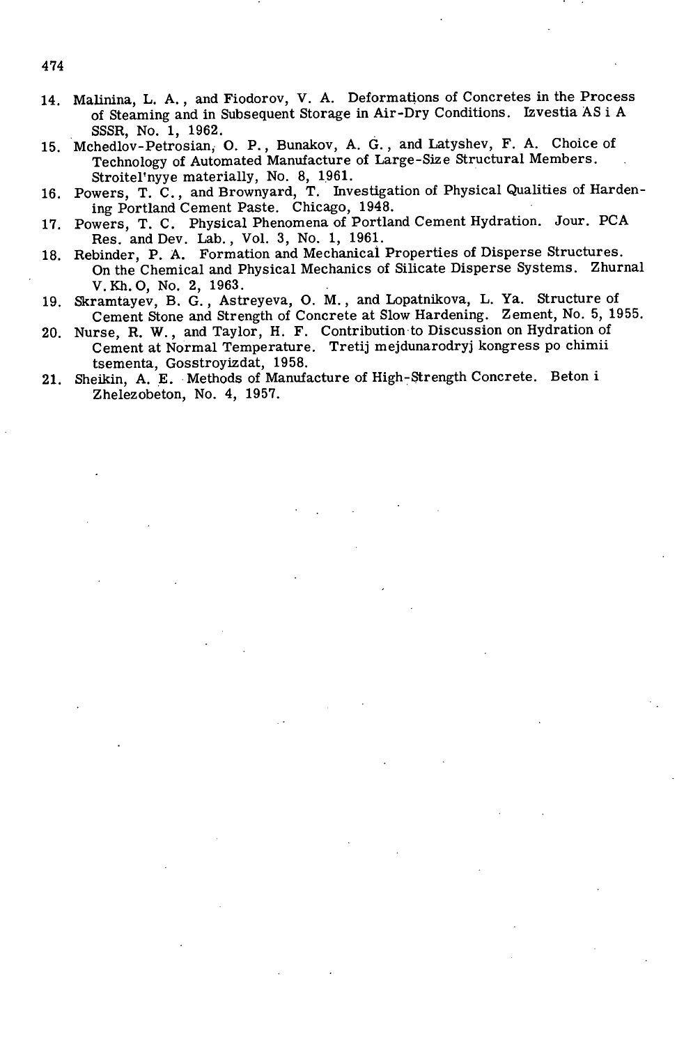14. Malinina, L. A., and Fiodorov, V. A. Deformations of Concretes in the Process of Steaming and in Subsequent Storage in Air-Dry Conditions. Izvestia AS i A SSSR, No. 1, 1962.
15. Mchedlov-Petrosian, O. P., Bunakov, A. G., and Latyshev, F. A. Choice of Technology of Automated Manufacture of Large-Size Structural Members. Stroitel'nyye materially, No. 8, 1961.
16. Powers, T. C., and Brownyard, T. Investigation of Physical Qualities of Hardening Portland Cement Paste. Chicago, 1948.
17. Powers, T. C. Physical Phenomena of Portland Cement Hydration. Jour. PCA Res. and Dev. Lab., Vol. 3, No. 1, 1961.
18. Rebinder, P. A. Formation and Mechanical Properties of Disperse Structures. On the Chemical and Physical Mechanics of Silicate Disperse Systems. Zhurnal V.Kh.O, No. 2, 1963.
19. Skramtayev, B. G., Astreyeva, O. M., and Lopatnikova, L. Ya. Structure of Cement Stone and Strength of Concrete at Slow Hardening. Zement, No. 5, 1955.
20. Nurse, R. W., and Taylor, H. F. Contribution to Discussion on Hydration of Cement at Normal Temperature. Tretij mejdunarodryj kongress po chimii tsementa, Gosstroyizdat, 1958.
21. Sheikin, A. E. Methods of Manufacture of High-Strength Concrete. Beton i Zhelezobeton, No. 4, 1957.